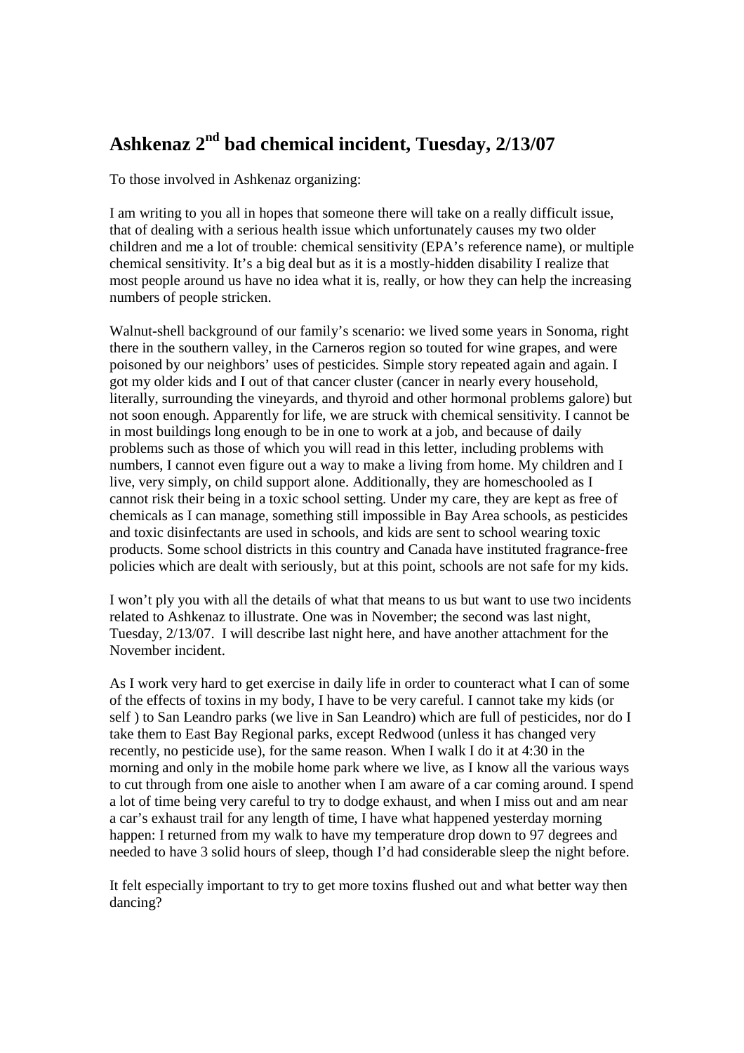# Ashkenaz 2nd bad chemical incident, Tuesday, 2/13/07

To those involved in Ashkenaz organizing:

I am writing to you all in hopes that someone there will take on a really difficult issue, that of dealing with a serious health issue which unfortunately causes my two older children and me a lot of trouble: chemical sensitivity (EPA's reference name), or multiple chemical sensitivity. It's a big deal but as it is a mostly-hidden disability I realize that most people around us have no idea what it is, really, or how they can help the increasing numbers of people stricken.

Walnut-shell background of our family's scenario: we lived some years in Sonoma, right there in the southern valley, in the Carneros region so touted for wine grapes, and were poisoned by our neighbors' uses of pesticides. Simple story repeated again and again. I got my older kids and I out of that cancer cluster (cancer in nearly every household, literally, surrounding the vineyards, and thyroid and other hormonal problems galore) but not soon enough. Apparently for life, we are struck with chemical sensitivity. I cannot be in most buildings long enough to be in one to work at a job, and because of daily problems such as those of which you will read in this letter, including problems with numbers, I cannot even figure out a way to make a living from home. My children and I live, very simply, on child support alone. Additionally, they are homeschooled as I cannot risk their being in a toxic school setting. Under my care, they are kept as free of chemicals as I can manage, something still impossible in Bay Area schools, as pesticides and toxic disinfectants are used in schools, and kids are sent to school wearing toxic products. Some school districts in this country and Canada have instituted fragrance-free policies which are dealt with seriously, but at this point, schools are not safe for my kids.

I won't ply you with all the details of what that means to us but want to use two incidents related to Ashkenaz to illustrate. One was in November; the second was last night, Tuesday, 2/13/07. I will describe last night here, and have another attachment for the November incident.

As I work very hard to get exercise in daily life in order to counteract what I can of some of the effects of toxins in my body, I have to be very careful. I cannot take my kids (or self ) to San Leandro parks (we live in San Leandro) which are full of pesticides, nor do I take them to East Bay Regional parks, except Redwood (unless it has changed very recently, no pesticide use), for the same reason. When I walk I do it at 4:30 in the morning and only in the mobile home park where we live, as I know all the various ways to cut through from one aisle to another when I am aware of a car coming around. I spend a lot of time being very careful to try to dodge exhaust, and when I miss out and am near a car's exhaust trail for any length of time, I have what happened yesterday morning happen: I returned from my walk to have my temperature drop down to 97 degrees and needed to have 3 solid hours of sleep, though I'd had considerable sleep the night before.

It felt especially important to try to get more toxins flushed out and what better way then dancing?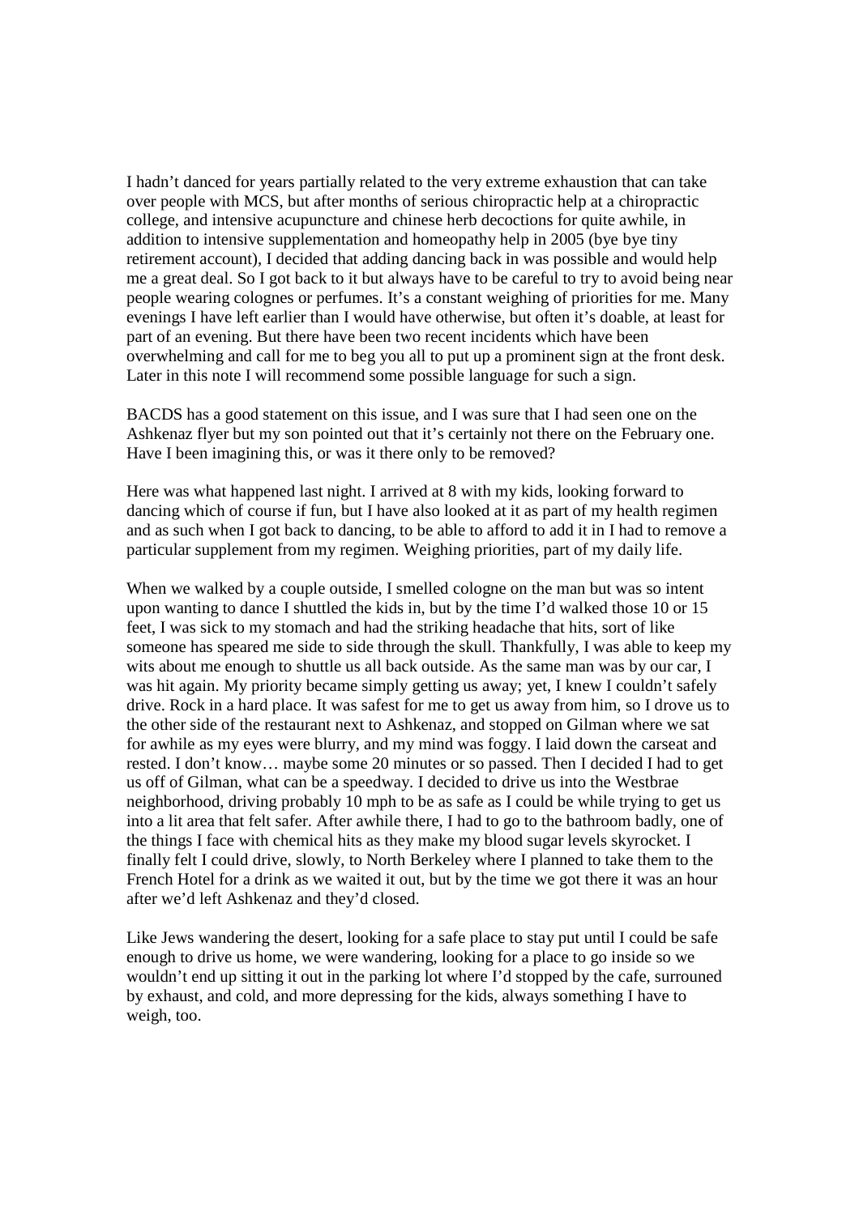I hadn't danced for years partially related to the very extreme exhaustion that can take over people with MCS, but after months of serious chiropractic help at a chiropractic college, and intensive acupuncture and chinese herb decoctions for quite awhile, in addition to intensive supplementation and homeopathy help in 2005 (bye bye tiny retirement account), I decided that adding dancing back in was possible and would help me a great deal. So I got back to it but always have to be careful to try to avoid being near people wearing colognes or perfumes. It's a constant weighing of priorities for me. Many evenings I have left earlier than I would have otherwise, but often it's doable, at least for part of an evening. But there have been two recent incidents which have been overwhelming and call for me to beg you all to put up a prominent sign at the front desk. Later in this note I will recommend some possible language for such a sign.

BACDS has a good statement on this issue, and I was sure that I had seen one on the Ashkenaz flyer but my son pointed out that it's certainly not there on the February one. Have I been imagining this, or was it there only to be removed?

Here was what happened last night. I arrived at 8 with my kids, looking forward to dancing which of course if fun, but I have also looked at it as part of my health regimen and as such when I got back to dancing, to be able to afford to add it in I had to remove a particular supplement from my regimen. Weighing priorities, part of my daily life.

When we walked by a couple outside, I smelled cologne on the man but was so intent upon wanting to dance I shuttled the kids in, but by the time I'd walked those 10 or 15 feet, I was sick to my stomach and had the striking headache that hits, sort of like someone has speared me side to side through the skull. Thankfully, I was able to keep my wits about me enough to shuttle us all back outside. As the same man was by our car, I was hit again. My priority became simply getting us away; yet, I knew I couldn't safely drive. Rock in a hard place. It was safest for me to get us away from him, so I drove us to the other side of the restaurant next to Ashkenaz, and stopped on Gilman where we sat for awhile as my eyes were blurry, and my mind was foggy. I laid down the carseat and rested. I don't know… maybe some 20 minutes or so passed. Then I decided I had to get us off of Gilman, what can be a speedway. I decided to drive us into the Westbrae neighborhood, driving probably 10 mph to be as safe as I could be while trying to get us into a lit area that felt safer. After awhile there, I had to go to the bathroom badly, one of the things I face with chemical hits as they make my blood sugar levels skyrocket. I finally felt I could drive, slowly, to North Berkeley where I planned to take them to the French Hotel for a drink as we waited it out, but by the time we got there it was an hour after we'd left Ashkenaz and they'd closed.

Like Jews wandering the desert, looking for a safe place to stay put until I could be safe enough to drive us home, we were wandering, looking for a place to go inside so we wouldn't end up sitting it out in the parking lot where I'd stopped by the cafe, surrouned by exhaust, and cold, and more depressing for the kids, always something I have to weigh, too.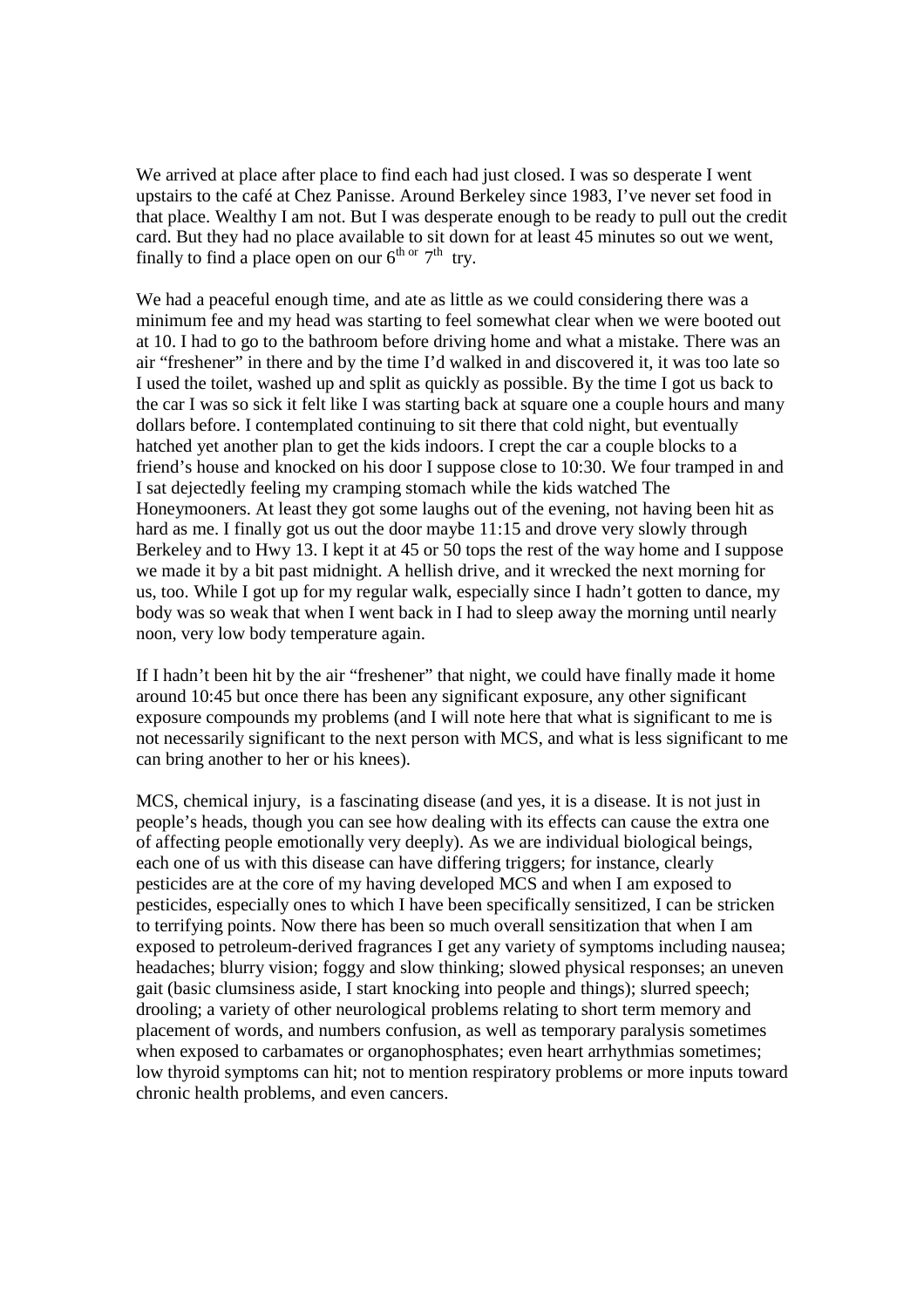We arrived at place after place to find each had just closed. I was so desperate I went upstairs to the café at Chez Panisse. Around Berkeley since 1983, I've never set food in that place. Wealthy I am not. But I was desperate enough to be ready to pull out the credit card. But they had no place available to sit down for at least 45 minutes so out we went, finally to find a place open on our 6th or 7th try.

We had a peaceful enough time, and ate as little as we could considering there was a minimum fee and my head was starting to feel somewhat clear when we were booted out at 10. I had to go to the bathroom before driving home and what a mistake. There was an air "freshener" in there and by the time I'd walked in and discovered it, it was too late so I used the toilet, washed up and split as quickly as possible. By the time I got us back to the car I was so sick it felt like I was starting back at square one a couple hours and many dollars before. I contemplated continuing to sit there that cold night, but eventually hatched yet another plan to get the kids indoors. I crept the car a couple blocks to a friend's house and knocked on his door I suppose close to 10:30. We four tramped in and I sat dejectedly feeling my cramping stomach while the kids watched The Honeymooners. At least they got some laughs out of the evening, not having been hit as hard as me. I finally got us out the door maybe 11:15 and drove very slowly through Berkeley and to Hwy 13. I kept it at 45 or 50 tops the rest of the way home and I suppose we made it by a bit past midnight. A hellish drive, and it wrecked the next morning for us, too. While I got up for my regular walk, especially since I hadn't gotten to dance, my body was so weak that when I went back in I had to sleep away the morning until nearly noon, very low body temperature again.

If I hadn't been hit by the air "freshener" that night, we could have finally made it home around 10:45 but once there has been any significant exposure, any other significant exposure compounds my problems (and I will note here that what is significant to me is not necessarily significant to the next person with MCS, and what is less significant to me can bring another to her or his knees).

MCS, chemical injury, is a fascinating disease (and yes, it is a disease. It is not just in people's heads, though you can see how dealing with its effects can cause the extra one of affecting people emotionally very deeply). As we are individual biological beings, each one of us with this disease can have differing triggers; for instance, clearly pesticides are at the core of my having developed MCS and when I am exposed to pesticides, especially ones to which I have been specifically sensitized, I can be stricken to terrifying points. Now there has been so much overall sensitization that when I am exposed to petroleum-derived fragrances I get any variety of symptoms including nausea; headaches; blurry vision; foggy and slow thinking; slowed physical responses; an uneven gait (basic clumsiness aside, I start knocking into people and things); slurred speech; drooling; a variety of other neurological problems relating to short term memory and placement of words, and numbers confusion, as well as temporary paralysis sometimes when exposed to carbamates or organophosphates; even heart arrhythmias sometimes; low thyroid symptoms can hit; not to mention respiratory problems or more inputs toward chronic health problems, and even cancers.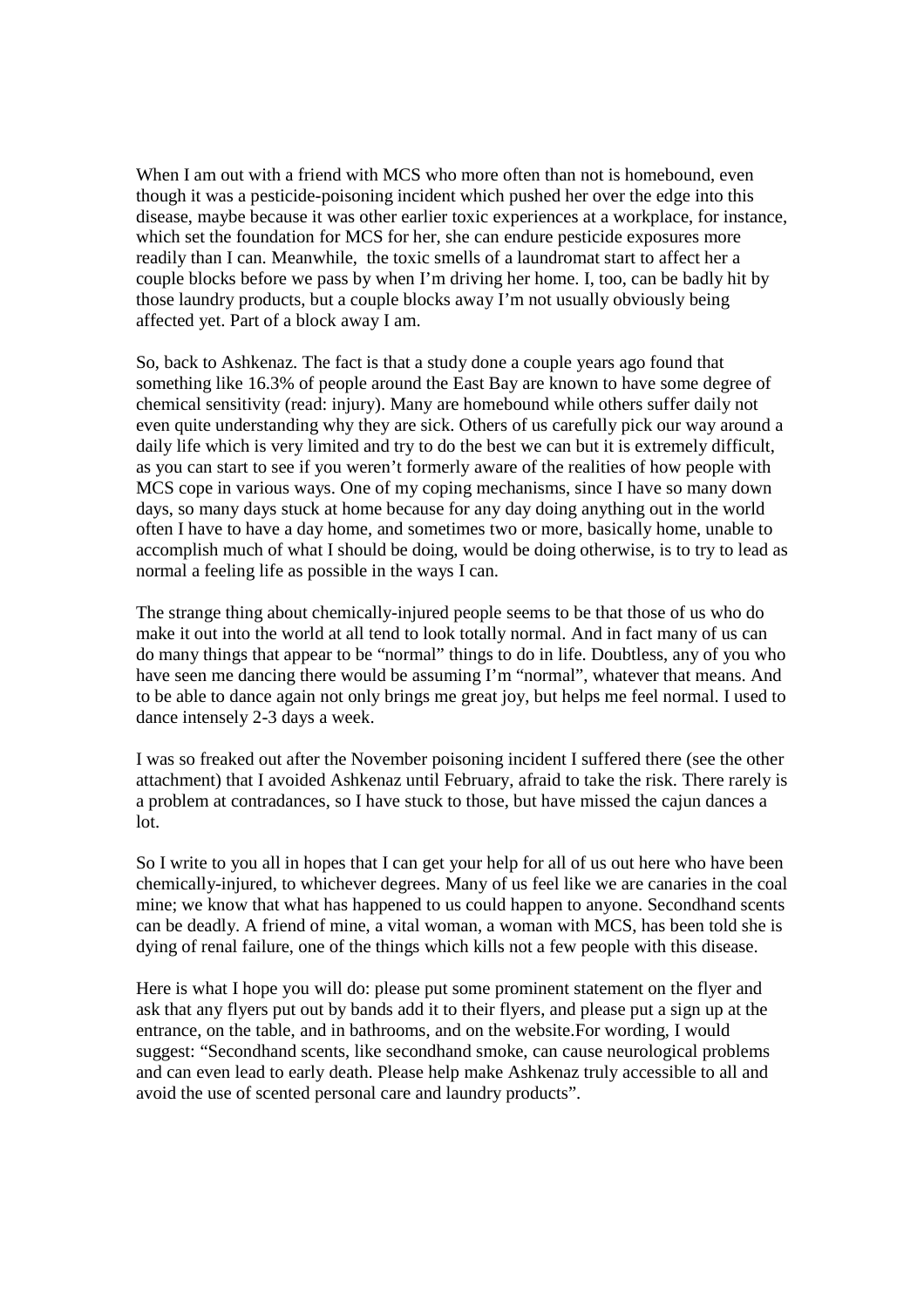When I am out with a friend with MCS who more often than not is homebound, even though it was a pesticide-poisoning incident which pushed her over the edge into this disease, maybe because it was other earlier toxic experiences at a workplace, for instance, which set the foundation for MCS for her, she can endure pesticide exposures more readily than I can. Meanwhile, the toxic smells of a laundromat start to affect her a couple blocks before we pass by when I'm driving her home. I, too, can be badly hit by those laundry products, but a couple blocks away I'm not usually obviously being affected yet. Part of a block away I am.

So, back to Ashkenaz. The fact is that a study done a couple years ago found that something like 16.3% of people around the East Bay are known to have some degree of chemical sensitivity (read: injury). Many are homebound while others suffer daily not even quite understanding why they are sick. Others of us carefully pick our way around a daily life which is very limited and try to do the best we can but it is extremely difficult, as you can start to see if you weren't formerly aware of the realities of how people with MCS cope in various ways. One of my coping mechanisms, since I have so many down days, so many days stuck at home because for any day doing anything out in the world often I have to have a day home, and sometimes two or more, basically home, unable to accomplish much of what I should be doing, would be doing otherwise, is to try to lead as normal a feeling life as possible in the ways I can.

The strange thing about chemically-injured people seems to be that those of us who do make it out into the world at all tend to look totally normal. And in fact many of us can do many things that appear to be "normal" things to do in life. Doubtless, any of you who have seen me dancing there would be assuming I'm "normal", whatever that means. And to be able to dance again not only brings me great joy, but helps me feel normal. I used to dance intensely 2-3 days a week.

I was so freaked out after the November poisoning incident I suffered there (see the other attachment) that I avoided Ashkenaz until February, afraid to take the risk. There rarely is a problem at contradances, so I have stuck to those, but have missed the cajun dances a lot.

So I write to you all in hopes that I can get your help for all of us out here who have been chemically-injured, to whichever degrees. Many of us feel like we are canaries in the coal mine; we know that what has happened to us could happen to anyone. Secondhand scents can be deadly. A friend of mine, a vital woman, a woman with MCS, has been told she is dying of renal failure, one of the things which kills not a few people with this disease.

Here is what I hope you will do: please put some prominent statement on the flyer and ask that any flyers put out by bands add it to their flyers, and please put a sign up at the entrance, on the table, and in bathrooms, and on the website.For wording, I would suggest: "Secondhand scents, like secondhand smoke, can cause neurological problems and can even lead to early death. Please help make Ashkenaz truly accessible to all and avoid the use of scented personal care and laundry products".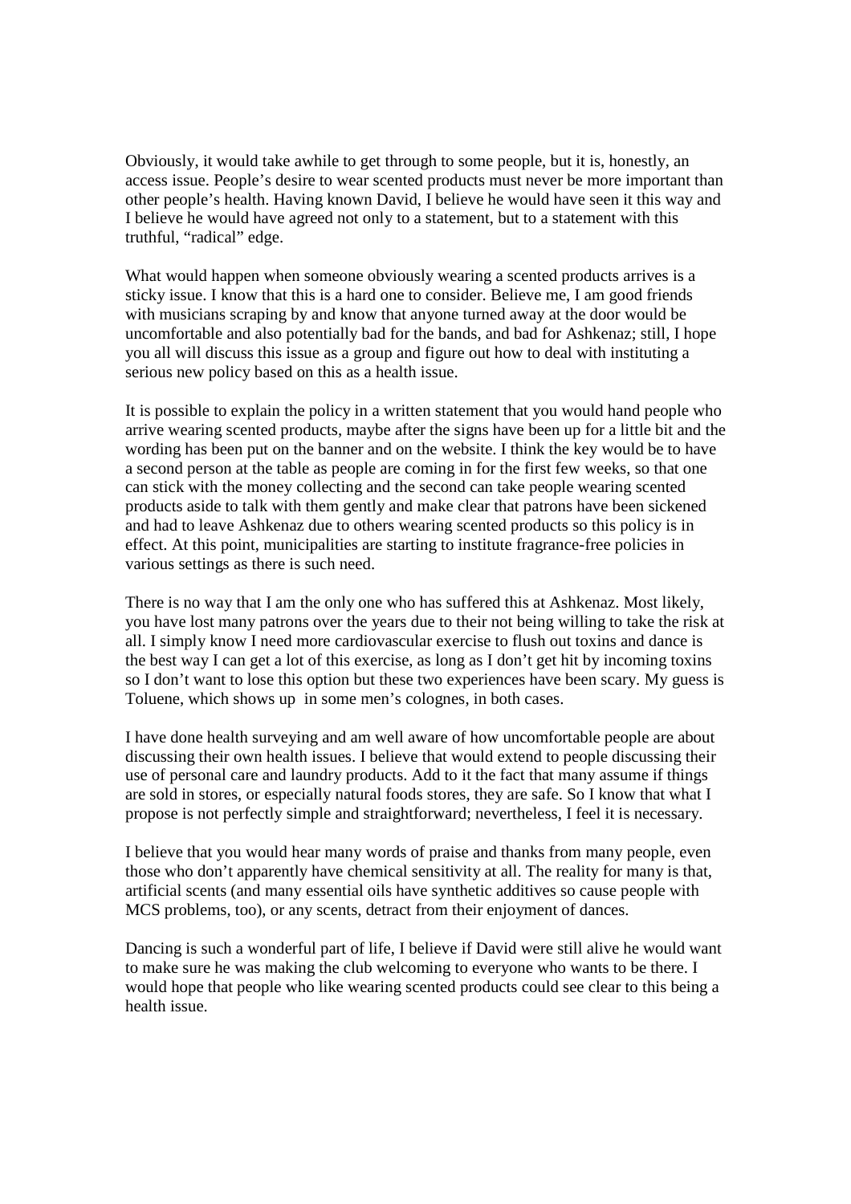Obviously, it would take awhile to get through to some people, but it is, honestly, an access issue. People's desire to wear scented products must never be more important than other people's health. Having known David, I believe he would have seen it this way and I believe he would have agreed not only to a statement, but to a statement with this truthful, "radical" edge.

What would happen when someone obviously wearing a scented products arrives is a sticky issue. I know that this is a hard one to consider. Believe me, I am good friends with musicians scraping by and know that anyone turned away at the door would be uncomfortable and also potentially bad for the bands, and bad for Ashkenaz; still, I hope you all will discuss this issue as a group and figure out how to deal with instituting a serious new policy based on this as a health issue.

It is possible to explain the policy in a written statement that you would hand people who arrive wearing scented products, maybe after the signs have been up for a little bit and the wording has been put on the banner and on the website. I think the key would be to have a second person at the table as people are coming in for the first few weeks, so that one can stick with the money collecting and the second can take people wearing scented products aside to talk with them gently and make clear that patrons have been sickened and had to leave Ashkenaz due to others wearing scented products so this policy is in effect. At this point, municipalities are starting to institute fragrance-free policies in various settings as there is such need.

There is no way that I am the only one who has suffered this at Ashkenaz. Most likely, you have lost many patrons over the years due to their not being willing to take the risk at all. I simply know I need more cardiovascular exercise to flush out toxins and dance is the best way I can get a lot of this exercise, as long as I don't get hit by incoming toxins so I don't want to lose this option but these two experiences have been scary. My guess is Toluene, which shows up in some men's colognes, in both cases.

I have done health surveying and am well aware of how uncomfortable people are about discussing their own health issues. I believe that would extend to people discussing their use of personal care and laundry products. Add to it the fact that many assume if things are sold in stores, or especially natural foods stores, they are safe. So I know that what I propose is not perfectly simple and straightforward; nevertheless, I feel it is necessary.

I believe that you would hear many words of praise and thanks from many people, even those who don't apparently have chemical sensitivity at all. The reality for many is that, artificial scents (and many essential oils have synthetic additives so cause people with MCS problems, too), or any scents, detract from their enjoyment of dances.

Dancing is such a wonderful part of life, I believe if David were still alive he would want to make sure he was making the club welcoming to everyone who wants to be there. I would hope that people who like wearing scented products could see clear to this being a health issue.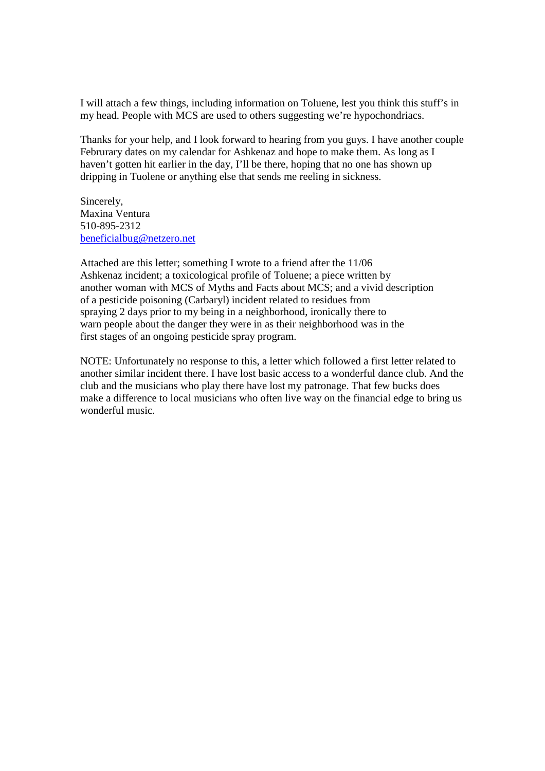I will attach a few things, including information on Toluene, lest you think this stuff's in my head. People with MCS are used to others suggesting we're hypochondriacs.

Thanks for your help, and I look forward to hearing from you guys. I have another couple Februrary dates on my calendar for Ashkenaz and hope to make them. As long as I haven't gotten hit earlier in the day, I'll be there, hoping that no one has shown up dripping in Tuolene or anything else that sends me reeling in sickness.

Sincerely,
Maxina Ventura
510-895-2312
beneficialbug@netzero.net

Attached are this letter; something I wrote to a friend after the 11/06 Ashkenaz incident; a toxicological profile of Toluene; a piece written by another woman with MCS of Myths and Facts about MCS; and a vivid description of a pesticide poisoning (Carbaryl) incident related to residues from spraying 2 days prior to my being in a neighborhood, ironically there to warn people about the danger they were in as their neighborhood was in the first stages of an ongoing pesticide spray program.

NOTE: Unfortunately no response to this, a letter which followed a first letter related to another similar incident there. I have lost basic access to a wonderful dance club. And the club and the musicians who play there have lost my patronage. That few bucks does make a difference to local musicians who often live way on the financial edge to bring us wonderful music.